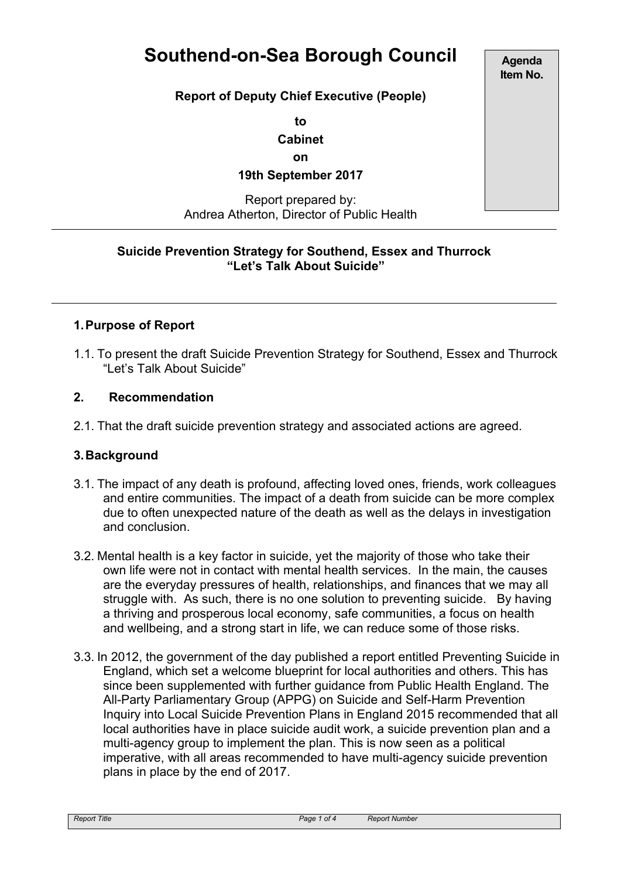# Southend-on-Sea Borough Council

**Agenda Item No.**

**Report of Deputy Chief Executive (People)**

**to**

**Cabinet**

**on**

**19th September 2017**

Report prepared by:
Andrea Atherton, Director of Public Health

---

**Suicide Prevention Strategy for Southend, Essex and Thurrock**
**"Let's Talk About Suicide"**

---

## 1. Purpose of Report

1.1. To present the draft Suicide Prevention Strategy for Southend, Essex and Thurrock "Let's Talk About Suicide"

## 2. Recommendation

2.1. That the draft suicide prevention strategy and associated actions are agreed.

## 3. Background

3.1. The impact of any death is profound, affecting loved ones, friends, work colleagues and entire communities. The impact of a death from suicide can be more complex due to often unexpected nature of the death as well as the delays in investigation and conclusion.

3.2. Mental health is a key factor in suicide, yet the majority of those who take their own life were not in contact with mental health services. In the main, the causes are the everyday pressures of health, relationships, and finances that we may all struggle with. As such, there is no one solution to preventing suicide. By having a thriving and prosperous local economy, safe communities, a focus on health and wellbeing, and a strong start in life, we can reduce some of those risks.

3.3. In 2012, the government of the day published a report entitled Preventing Suicide in England, which set a welcome blueprint for local authorities and others. This has since been supplemented with further guidance from Public Health England. The All-Party Parliamentary Group (APPG) on Suicide and Self-Harm Prevention Inquiry into Local Suicide Prevention Plans in England 2015 recommended that all local authorities have in place suicide audit work, a suicide prevention plan and a multi-agency group to implement the plan. This is now seen as a political imperative, with all areas recommended to have multi-agency suicide prevention plans in place by the end of 2017.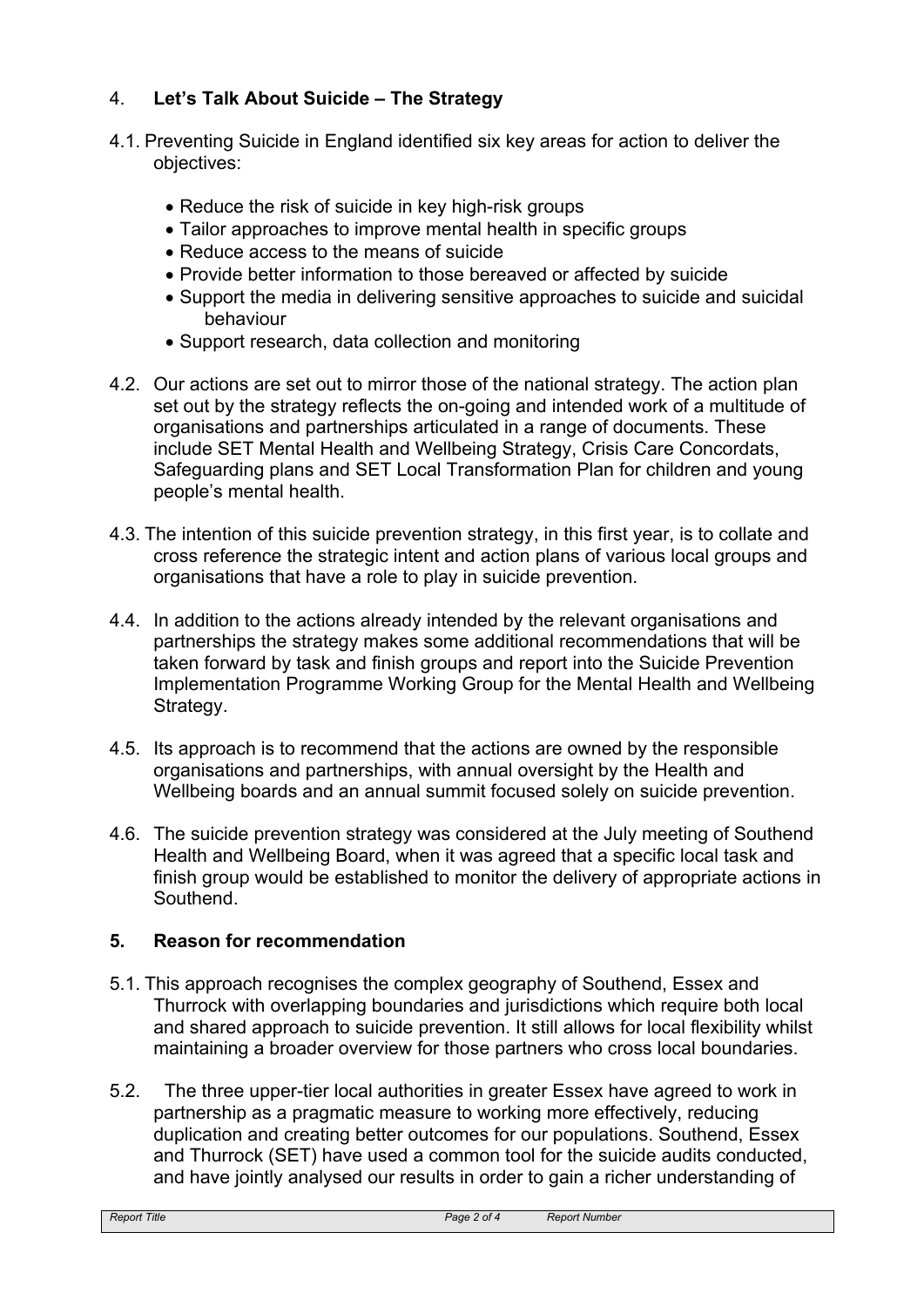## 4. **Let's Talk About Suicide – The Strategy**

4.1. Preventing Suicide in England identified six key areas for action to deliver the objectives:

- Reduce the risk of suicide in key high-risk groups
- Tailor approaches to improve mental health in specific groups
- Reduce access to the means of suicide
- Provide better information to those bereaved or affected by suicide
- Support the media in delivering sensitive approaches to suicide and suicidal behaviour
- Support research, data collection and monitoring

4.2. Our actions are set out to mirror those of the national strategy. The action plan set out by the strategy reflects the on-going and intended work of a multitude of organisations and partnerships articulated in a range of documents. These include SET Mental Health and Wellbeing Strategy, Crisis Care Concordats, Safeguarding plans and SET Local Transformation Plan for children and young people's mental health.

4.3. The intention of this suicide prevention strategy, in this first year, is to collate and cross reference the strategic intent and action plans of various local groups and organisations that have a role to play in suicide prevention.

4.4. In addition to the actions already intended by the relevant organisations and partnerships the strategy makes some additional recommendations that will be taken forward by task and finish groups and report into the Suicide Prevention Implementation Programme Working Group for the Mental Health and Wellbeing Strategy.

4.5. Its approach is to recommend that the actions are owned by the responsible organisations and partnerships, with annual oversight by the Health and Wellbeing boards and an annual summit focused solely on suicide prevention.

4.6. The suicide prevention strategy was considered at the July meeting of Southend Health and Wellbeing Board, when it was agreed that a specific local task and finish group would be established to monitor the delivery of appropriate actions in Southend.

## 5. **Reason for recommendation**

5.1. This approach recognises the complex geography of Southend, Essex and Thurrock with overlapping boundaries and jurisdictions which require both local and shared approach to suicide prevention. It still allows for local flexibility whilst maintaining a broader overview for those partners who cross local boundaries.

5.2. The three upper-tier local authorities in greater Essex have agreed to work in partnership as a pragmatic measure to working more effectively, reducing duplication and creating better outcomes for our populations. Southend, Essex and Thurrock (SET) have used a common tool for the suicide audits conducted, and have jointly analysed our results in order to gain a richer understanding of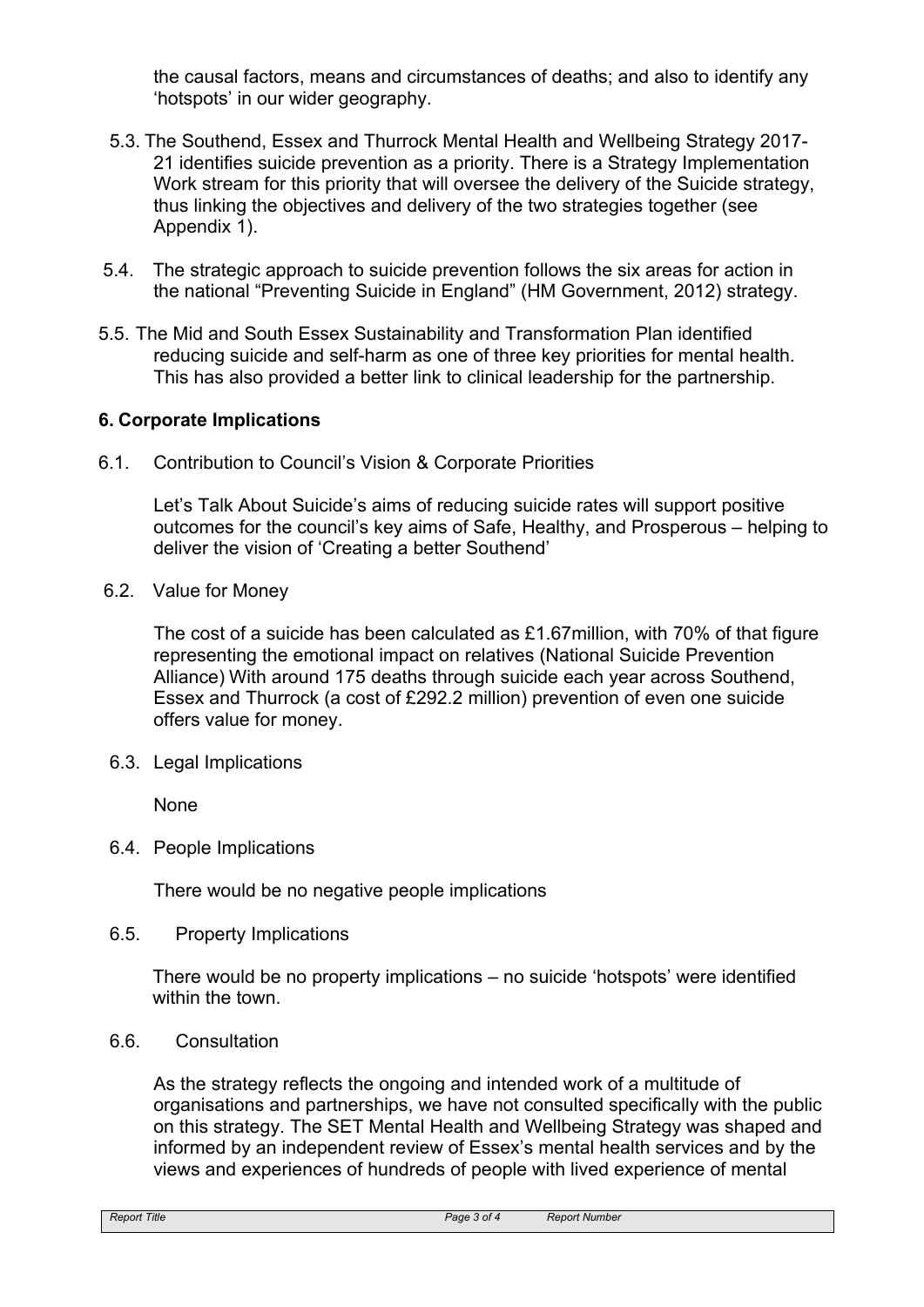the causal factors, means and circumstances of deaths; and also to identify any 'hotspots' in our wider geography.

5.3. The Southend, Essex and Thurrock Mental Health and Wellbeing Strategy 2017-21 identifies suicide prevention as a priority. There is a Strategy Implementation Work stream for this priority that will oversee the delivery of the Suicide strategy, thus linking the objectives and delivery of the two strategies together (see Appendix 1).

5.4. The strategic approach to suicide prevention follows the six areas for action in the national "Preventing Suicide in England" (HM Government, 2012) strategy.

5.5. The Mid and South Essex Sustainability and Transformation Plan identified reducing suicide and self-harm as one of three key priorities for mental health. This has also provided a better link to clinical leadership for the partnership.

## 6. Corporate Implications

6.1. Contribution to Council's Vision & Corporate Priorities

Let's Talk About Suicide's aims of reducing suicide rates will support positive outcomes for the council's key aims of Safe, Healthy, and Prosperous – helping to deliver the vision of 'Creating a better Southend'

6.2. Value for Money

The cost of a suicide has been calculated as £1.67million, with 70% of that figure representing the emotional impact on relatives (National Suicide Prevention Alliance) With around 175 deaths through suicide each year across Southend, Essex and Thurrock (a cost of £292.2 million) prevention of even one suicide offers value for money.

6.3. Legal Implications

None

6.4. People Implications

There would be no negative people implications

6.5. Property Implications

There would be no property implications – no suicide 'hotspots' were identified within the town.

6.6. Consultation

As the strategy reflects the ongoing and intended work of a multitude of organisations and partnerships, we have not consulted specifically with the public on this strategy. The SET Mental Health and Wellbeing Strategy was shaped and informed by an independent review of Essex's mental health services and by the views and experiences of hundreds of people with lived experience of mental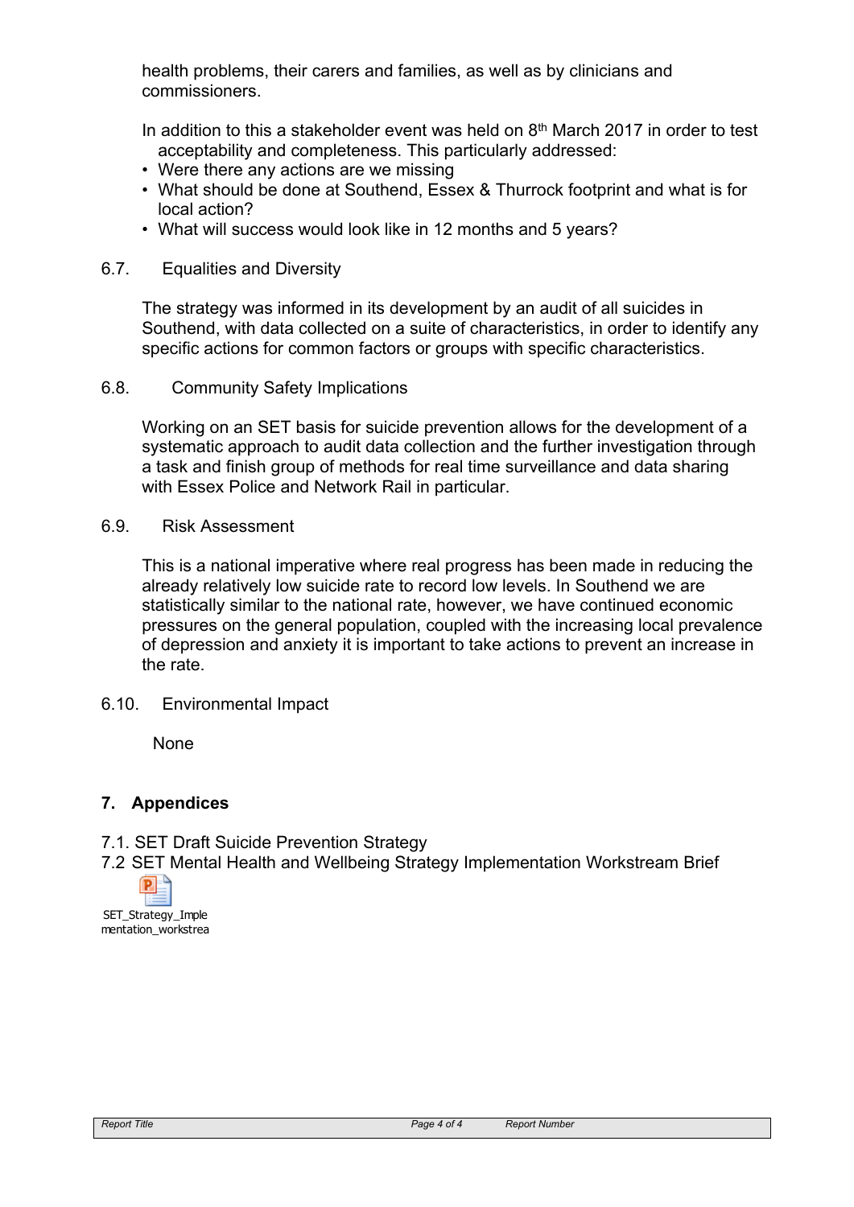health problems, their carers and families, as well as by clinicians and commissioners.

In addition to this a stakeholder event was held on 8th March 2017 in order to test acceptability and completeness. This particularly addressed:

- Were there any actions are we missing
- What should be done at Southend, Essex & Thurrock footprint and what is for local action?
- What will success would look like in 12 months and 5 years?

6.7. Equalities and Diversity

The strategy was informed in its development by an audit of all suicides in Southend, with data collected on a suite of characteristics, in order to identify any specific actions for common factors or groups with specific characteristics.

6.8. Community Safety Implications

Working on an SET basis for suicide prevention allows for the development of a systematic approach to audit data collection and the further investigation through a task and finish group of methods for real time surveillance and data sharing with Essex Police and Network Rail in particular.

6.9. Risk Assessment

This is a national imperative where real progress has been made in reducing the already relatively low suicide rate to record low levels. In Southend we are statistically similar to the national rate, however, we have continued economic pressures on the general population, coupled with the increasing local prevalence of depression and anxiety it is important to take actions to prevent an increase in the rate.

6.10. Environmental Impact

None

## 7. Appendices

7.1. SET Draft Suicide Prevention Strategy

7.2 SET Mental Health and Wellbeing Strategy Implementation Workstream Brief

SET_Strategy_Implementation_workstrea